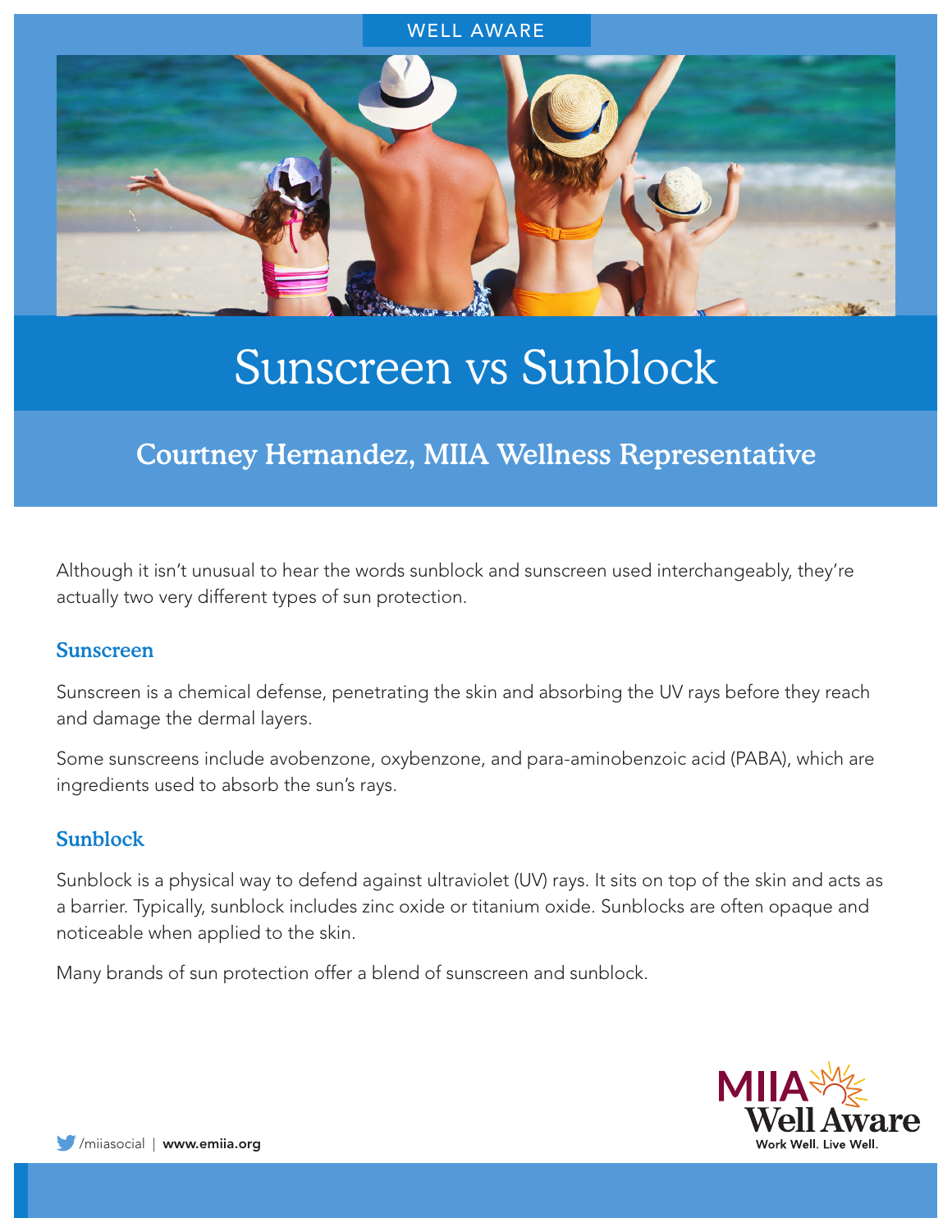WELL AWARE

# Sunscreen vs Sunblock

## Courtney Hernandez, MIIA Wellness Representative

Although it isn't unusual to hear the words sunblock and sunscreen used interchangeably, they're actually two very different types of sun protection.

### Sunscreen

Sunscreen is a chemical defense, penetrating the skin and absorbing the UV rays before they reach and damage the dermal layers.

Some sunscreens include avobenzone, oxybenzone, and para-aminobenzoic acid (PABA), which are ingredients used to absorb the sun's rays.

### Sunblock

Sunblock is a physical way to defend against ultraviolet (UV) rays. It sits on top of the skin and acts as a barrier. Typically, sunblock includes zinc oxide or titanium oxide. Sunblocks are often opaque and noticeable when applied to the skin.

Many brands of sun protection offer a blend of sunscreen and sunblock.

/miiasocial | **www.emiia.org**

MIIA Well Aware
Work Well. Live Well.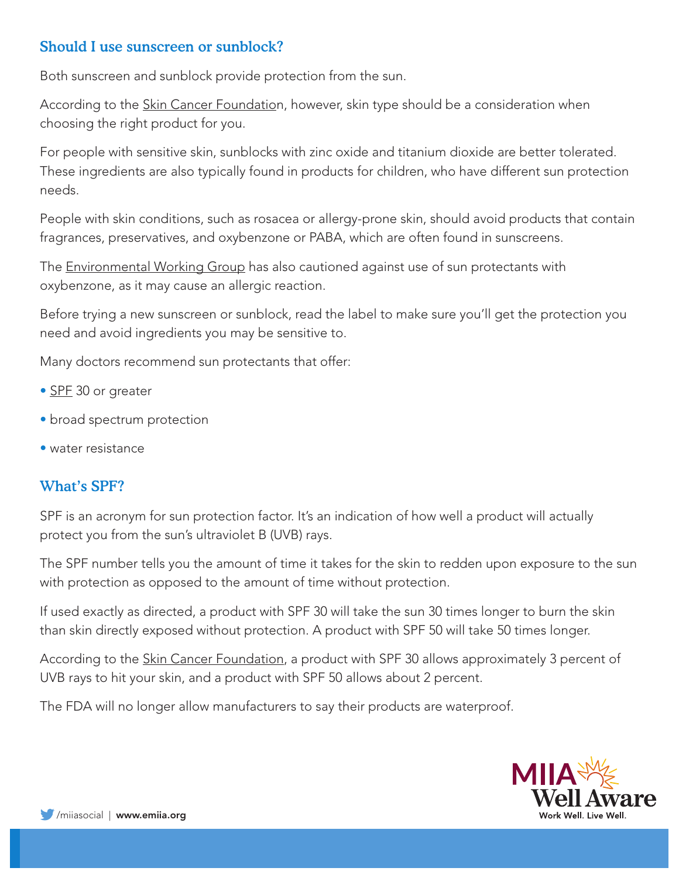## Should I use sunscreen or sunblock?

Both sunscreen and sunblock provide protection from the sun.

According to the Skin Cancer Foundation, however, skin type should be a consideration when choosing the right product for you.

For people with sensitive skin, sunblocks with zinc oxide and titanium dioxide are better tolerated. These ingredients are also typically found in products for children, who have different sun protection needs.

People with skin conditions, such as rosacea or allergy-prone skin, should avoid products that contain fragrances, preservatives, and oxybenzone or PABA, which are often found in sunscreens.

The Environmental Working Group has also cautioned against use of sun protectants with oxybenzone, as it may cause an allergic reaction.

Before trying a new sunscreen or sunblock, read the label to make sure you'll get the protection you need and avoid ingredients you may be sensitive to.

Many doctors recommend sun protectants that offer:

- SPF 30 or greater
- broad spectrum protection
- water resistance

## What's SPF?

SPF is an acronym for sun protection factor. It's an indication of how well a product will actually protect you from the sun's ultraviolet B (UVB) rays.

The SPF number tells you the amount of time it takes for the skin to redden upon exposure to the sun with protection as opposed to the amount of time without protection.

If used exactly as directed, a product with SPF 30 will take the sun 30 times longer to burn the skin than skin directly exposed without protection. A product with SPF 50 will take 50 times longer.

According to the Skin Cancer Foundation, a product with SPF 30 allows approximately 3 percent of UVB rays to hit your skin, and a product with SPF 50 allows about 2 percent.

The FDA will no longer allow manufacturers to say their products are waterproof.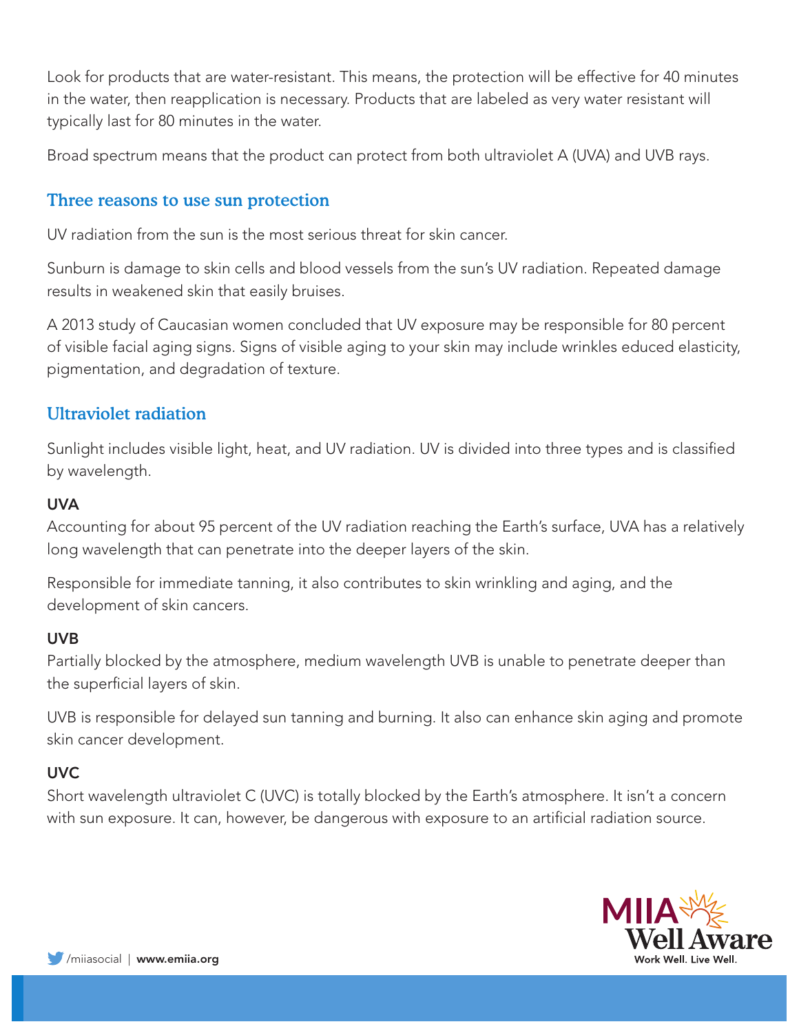Look for products that are water-resistant. This means, the protection will be effective for 40 minutes in the water, then reapplication is necessary. Products that are labeled as very water resistant will typically last for 80 minutes in the water.

Broad spectrum means that the product can protect from both ultraviolet A (UVA) and UVB rays.

## Three reasons to use sun protection

UV radiation from the sun is the most serious threat for skin cancer.

Sunburn is damage to skin cells and blood vessels from the sun's UV radiation. Repeated damage results in weakened skin that easily bruises.

A 2013 study of Caucasian women concluded that UV exposure may be responsible for 80 percent of visible facial aging signs. Signs of visible aging to your skin may include wrinkles educed elasticity, pigmentation, and degradation of texture.

## Ultraviolet radiation

Sunlight includes visible light, heat, and UV radiation. UV is divided into three types and is classified by wavelength.

### UVA

Accounting for about 95 percent of the UV radiation reaching the Earth's surface, UVA has a relatively long wavelength that can penetrate into the deeper layers of the skin.

Responsible for immediate tanning, it also contributes to skin wrinkling and aging, and the development of skin cancers.

### UVB

Partially blocked by the atmosphere, medium wavelength UVB is unable to penetrate deeper than the superficial layers of skin.

UVB is responsible for delayed sun tanning and burning. It also can enhance skin aging and promote skin cancer development.

### UVC

Short wavelength ultraviolet C (UVC) is totally blocked by the Earth's atmosphere. It isn't a concern with sun exposure. It can, however, be dangerous with exposure to an artificial radiation source.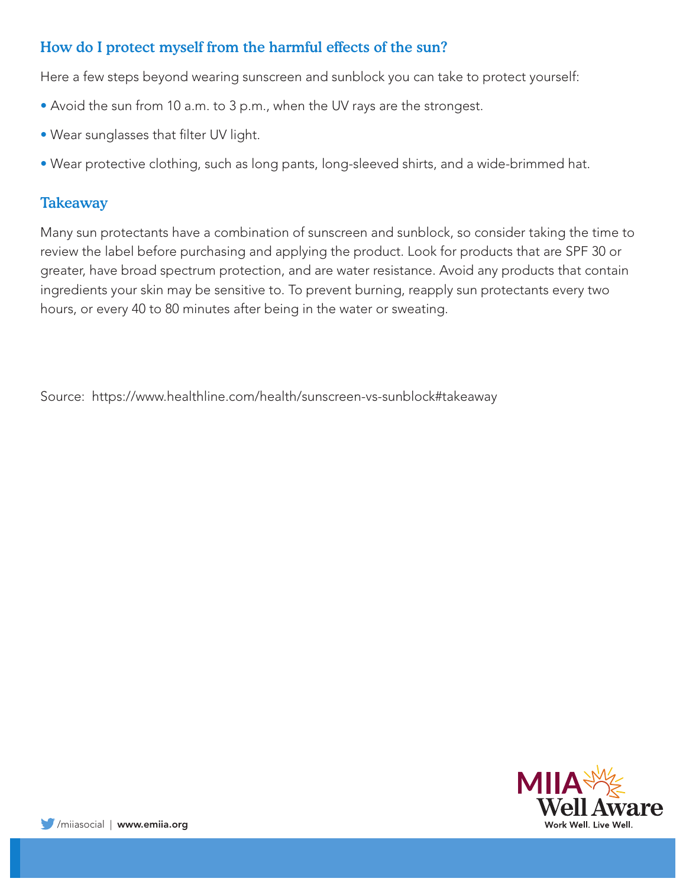## How do I protect myself from the harmful effects of the sun?

Here a few steps beyond wearing sunscreen and sunblock you can take to protect yourself:

- Avoid the sun from 10 a.m. to 3 p.m., when the UV rays are the strongest.
- Wear sunglasses that filter UV light.
- Wear protective clothing, such as long pants, long-sleeved shirts, and a wide-brimmed hat.

## Takeaway

Many sun protectants have a combination of sunscreen and sunblock, so consider taking the time to review the label before purchasing and applying the product. Look for products that are SPF 30 or greater, have broad spectrum protection, and are water resistance. Avoid any products that contain ingredients your skin may be sensitive to. To prevent burning, reapply sun protectants every two hours, or every 40 to 80 minutes after being in the water or sweating.

Source: https://www.healthline.com/health/sunscreen-vs-sunblock#takeaway

/miiasocial | **www.emiia.org**

MIIA Well Aware
Work Well. Live Well.